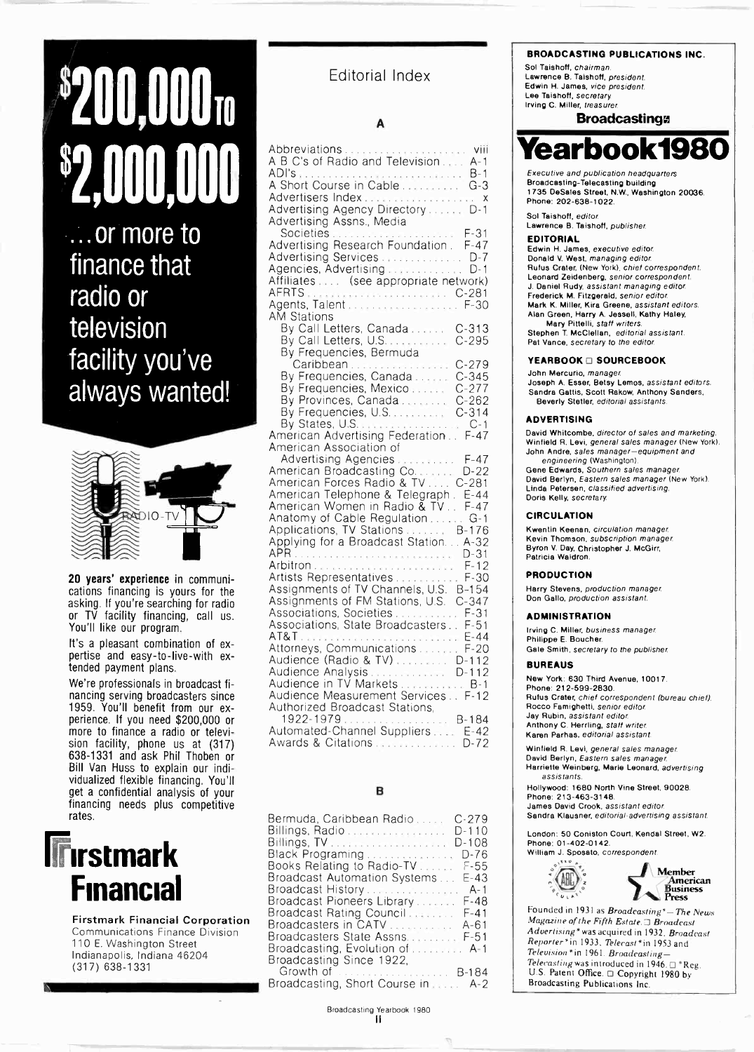# $200,000 TO $2,000,000

...or more to finance that radio or television facility you've always wanted!

**20 years' experience** in communications financing is yours for the asking. If you're searching for radio or TV facility financing, call us. You'll like our program.

It's a pleasant combination of expertise and easy-to-live-with extended payment plans.

We're professionals in broadcast financing serving broadcasters since 1959. You'll benefit from our experience. If you need $200,000 or more to finance a radio or television facility, phone us at (317) 638-1331 and ask Phil Thoben or Bill Van Huss to explain our individualized flexible financing. You'll get a confidential analysis of your financing needs plus competitive rates.

## Firstmark Financial

**Firstmark Financial Corporation**
Communications Finance Division
110 E. Washington Street
Indianapolis, Indiana 46204
(317) 638-1331

# Editorial Index

## A

- Abbreviations ..... viii
- A B C's of Radio and Television ..... A-1
- ADI's ..... B-1
- A Short Course in Cable ..... G-3
- Advertisers Index ..... x
- Advertising Agency Directory ..... D-1
- Advertising Assns., Media Societies ..... F-31
- Advertising Research Foundation ..... F-47
- Advertising Services ..... D-7
- Agencies, Advertising ..... D-1
- Affiliates .... (see appropriate network)
- AFRTS ..... C-281
- Agents, Talent ..... F-30
- AM Stations
  - By Call Letters, Canada ..... C-313
  - By Call Letters, U.S. ..... C-295
  - By Frequencies, Bermuda Caribbean ..... C-279
  - By Frequencies, Canada ..... C-345
  - By Frequencies, Mexico ..... C-277
  - By Provinces, Canada ..... C-262
  - By Frequencies, U.S. ..... C-314
  - By States, U.S. ..... C-1
- American Advertising Federation ..... F-47
- American Association of Advertising Agencies ..... F-47
- American Broadcasting Co. ..... D-22
- American Forces Radio & TV ..... C-281
- American Telephone & Telegraph ..... E-44
- American Women in Radio & TV ..... F-47
- Anatomy of Cable Regulation ..... G-1
- Applications, TV Stations ..... B-176
- Applying for a Broadcast Station ..... A-32
- APR ..... D-31
- Arbitron ..... F-12
- Artists Representatives ..... F-30
- Assignments of TV Channels, U.S. ..... B-154
- Assignments of FM Stations, U.S. ..... C-347
- Associations, Societies ..... F-31
- Associations, State Broadcasters ..... F-51
- AT&T ..... E-44
- Attorneys, Communications ..... F-20
- Audience (Radio & TV) ..... D-112
- Audience Analysis ..... D-112
- Audience in TV Markets ..... B-1
- Audience Measurement Services ..... F-12
- Authorized Broadcast Stations, 1922-1979 ..... B-184
- Automated-Channel Suppliers ..... E-42
- Awards & Citations ..... D-72

## B

- Bermuda, Caribbean Radio ..... C-279
- Billings, Radio ..... D-110
- Billings, TV ..... D-108
- Black Programing ..... D-76
- Books Relating to Radio-TV ..... F-55
- Broadcast Automation Systems ..... E-43
- Broadcast History ..... A-1
- Broadcast Pioneers Library ..... F-48
- Broadcast Rating Council ..... F-41
- Broadcasters in CATV ..... A-61
- Broadcasters State Assns. ..... F-51
- Broadcasting, Evolution of ..... A-1
- Broadcasting Since 1922, Growth of ..... B-184
- Broadcasting, Short Course in ..... A-2

**BROADCASTING PUBLICATIONS INC.**

Sol Taishoff, *chairman*.
Lawrence B. Taishoff, *president*.
Edwin H. James, *vice president*.
Lee Taishoff, *secretary*.
Irving C. Miller, *treasurer*.

# Broadcasting Yearbook 1980

*Executive and publication headquarters*
Broadcasting-Telecasting building
1735 DeSales Street, N.W., Washington 20036.
Phone: 202-638-1022.

Sol Taishoff, *editor*.
Lawrence B. Taishoff, *publisher*.

### EDITORIAL

Edwin H. James, *executive editor*.
Donald V. West, *managing editor*.
Rufus Crater, (New York), *chief correspondent*.
Leonard Zeidenberg, *senior correspondent*.
J. Daniel Rudy, *assistant managing editor*.
Frederick M. Fitzgerald, *senior editor*.
Mark K. Miller, Kira Greene, *assistant editors*.
Alan Green, Harry A. Jessell, Kathy Haley, Mary Pittelli, *staff writers*.
Stephen T. McClellan, *editorial assistant*.
Pat Vance, *secretary to the editor*.

### YEARBOOK □ SOURCEBOOK

John Mercurio, *manager*.
Joseph A. Esser, Betsy Lemos, *assistant editors*.
Sandra Gattis, Scott Rakow, Anthony Sanders, Beverly Stetler, *editorial assistants*.

### ADVERTISING

David Whitcombe, *director of sales and marketing*.
Winfield R. Levi, *general sales manager* (New York).
John Andre, *sales manager—equipment and engineering* (Washington).
Gene Edwards, *Southern sales manager*.
David Berlyn, *Eastern sales manager* (New York).
Linda Petersen, *classified advertising*.
Doris Kelly, *secretary*.

### CIRCULATION

Kwentin Keenan, *circulation manager*.
Kevin Thomson, *subscription manager*.
Byron V. Day, Christopher J. McGirr, Patricia Waldron.

### PRODUCTION

Harry Stevens, *production manager*.
Don Gallo, *production assistant*.

### ADMINISTRATION

Irving C. Miller, *business manager*.
Philippe E. Boucher.
Gale Smith, *secretary to the publisher*.

### BUREAUS

New York: 630 Third Avenue, 10017.
Phone: 212-599-2830.
Rufus Crater, *chief correspondent (bureau chief)*.
Rocco Famighetti, *senior editor*.
Jay Rubin, *assistant editor*.
Anthony C. Herrling, *staff writer*.
Karen Parhas, *editorial assistant*.

Winfield R. Levi, *general sales manager*.
David Berlyn, *Eastern sales manager*.
Harriette Weinberg, Marie Leonard, *advertising assistants*.

Hollywood: 1680 North Vine Street, 90028.
Phone: 213-463-3148.
James David Crook, *assistant editor*.
Sandra Klausner, *editorial-advertising assistant*.

London: 50 Coniston Court, Kendal Street, W2.
Phone: 01-402-0142.
William J. Sposato, *correspondent*.

Member American Business Press

Founded in 1931 as *Broadcasting*\*—*The News Magazine of the Fifth Estate*. □ *Broadcast Advertising*\* was acquired in 1932, *Broadcast Reporter*\* in 1933, *Telecast*\* in 1953 and *Television*\* in 1961. *Broadcasting—Telecasting* was introduced in 1946. □ \*Reg. U.S. Patent Office. □ Copyright 1980 by Broadcasting Publications Inc.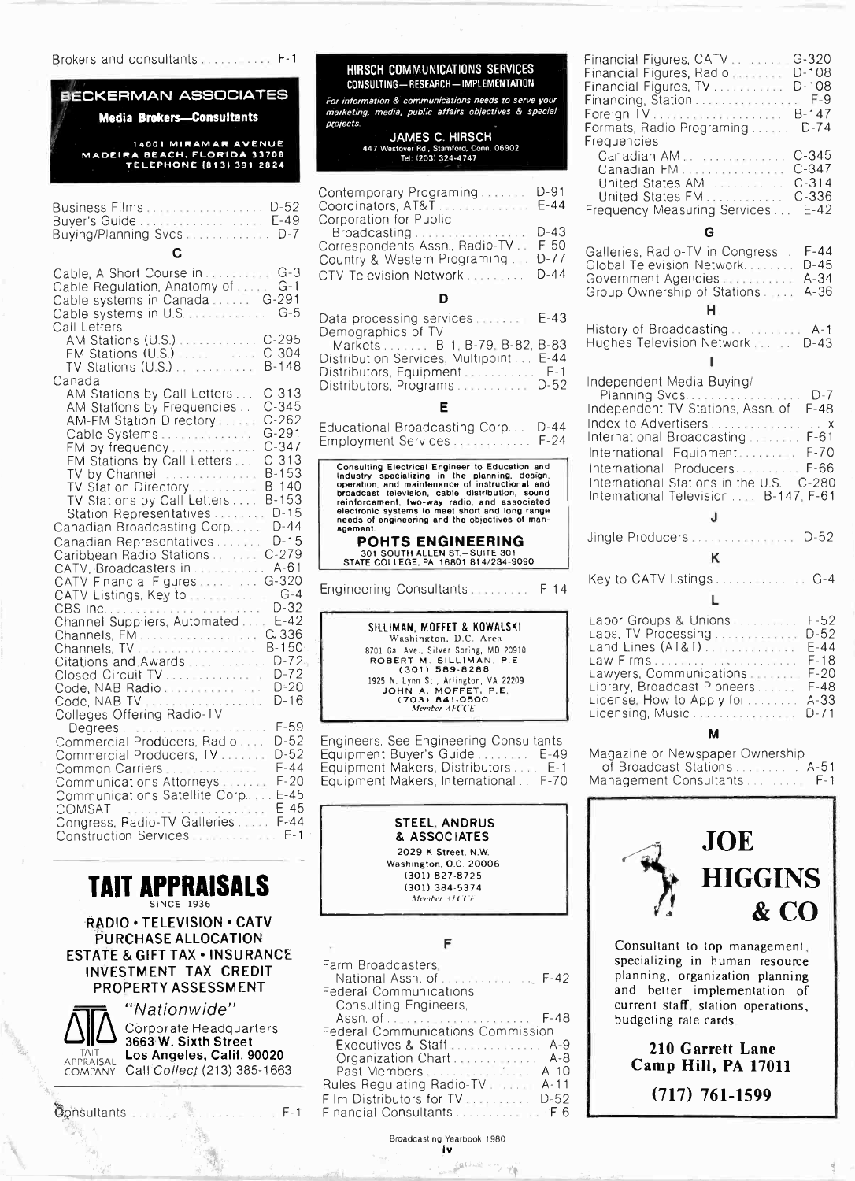Brokers and consultants .......... F-1

**BECKERMAN ASSOCIATES**
**Media Brokers—Consultants**
14001 MIRAMAR AVENUE
MADEIRA BEACH, FLORIDA 33708
TELEPHONE (813) 391-2824

Business Films .................. D-52
Buyer's Guide .................. E-49
Buying/Planning Svcs ............ D-7

## C

Cable, A Short Course in .......... G-3
Cable Regulation, Anatomy of ..... G-1
Cable systems in Canada ...... G-291
Cable systems in U.S. ............ G-5
Call Letters
  AM Stations (U.S.) ........... C-295
  FM Stations (U.S.) ........... C-304
  TV Stations (U.S.) ........... B-148
Canada
  AM Stations by Call Letters ... C-313
  AM Stations by Frequencies .. C-345
  AM-FM Station Directory ...... C-262
  Cable Systems ............... G-291
  FM by frequency ............. C-347
  FM Stations by Call Letters ... C-313
  TV by Channel ............... B-153
  TV Station Directory ......... B-140
  TV Stations by Call Letters ... B-153
  Station Representatives ........ D-15
Canadian Broadcasting Corp. .... D-44
Canadian Representatives ....... D-15
Caribbean Radio Stations ....... C-279
CATV, Broadcasters in ........... A-61
CATV Financial Figures ......... G-320
CATV Listings, Key to ............ G-4
CBS Inc. ....................... D-32
Channel Suppliers, Automated .... E-42
Channels, FM ................... C-336
Channels, TV ................... B-150
Citations and Awards ........... D-72
Closed-Circuit TV .............. D-72
Code, NAB Radio ................ D-20
Code, NAB TV ................... D-16
Colleges Offering Radio-TV
  Degrees ...................... F-59
Commercial Producers, Radio .... D-52
Commercial Producers, TV ....... D-52
Common Carriers ................ E-44
Communications Attorneys ....... F-20
Communications Satellite Corp. .... E-45
COMSAT ........................ E-45
Congress, Radio-TV Galleries ..... F-44
Construction Services ............ E-1

**TAIT APPRAISALS**
SINCE 1936
**RADIO • TELEVISION • CATV**
**PURCHASE ALLOCATION**
**ESTATE & GIFT TAX • INSURANCE**
**INVESTMENT TAX CREDIT**
**PROPERTY ASSESSMENT**
*"Nationwide"*
Corporate Headquarters
**3663 W. Sixth Street**
**Los Angeles, Calif. 90020**
TAIT APPRAISAL COMPANY Call *Collect* (213) 385-1663

Consultants ...................... F-1

**HIRSCH COMMUNICATIONS SERVICES**
CONSULTING—RESEARCH—IMPLEMENTATION
*For information & communications needs to serve your marketing, media, public affairs objectives & special projects.*
**JAMES C. HIRSCH**
447 Westover Rd., Stamford, Conn. 06902
Tel: (203) 324-4747

Contemporary Programing ....... D-91
Coordinators, AT&T ............. E-44
Corporation for Public
  Broadcasting ................. D-43
Correspondents Assn., Radio-TV .. F-50
Country & Western Programing ... D-77
CTV Television Network ......... D-44

## D

Data processing services ........ E-43
Demographics of TV
  Markets ....... B-1, B-79, B-82, B-83
Distribution Services, Multipoint ... E-44
Distributors, Equipment ........... E-1
Distributors, Programs ........... D-52

## E

Educational Broadcasting Corp. ... D-44
Employment Services ............ F-24

Consulting Electrical Engineer to Education and Industry specializing in the planning, design, operation, and maintenance of instructional and broadcast television, cable distribution, sound reinforcement, two-way radio, and associated electronic systems to meet short and long range needs of engineering and the objectives of management.
**POHTS ENGINEERING**
301 SOUTH ALLEN ST.—SUITE 301
STATE COLLEGE, PA. 16801 814/234-9090

Engineering Consultants ......... F-14

**SILLIMAN, MOFFET & KOWALSKI**
Washington, D.C. Area
8701 Ga. Ave., Silver Spring, MD 20910
ROBERT M. SILLIMAN, P.E.
(301) 589-8288
1925 N. Lynn St., Arlington, VA 22209
JOHN A. MOFFET, P.E.
(703) 841-0500
*Member AFCCE*

Engineers, See Engineering Consultants
Equipment Buyer's Guide ........ E-49
Equipment Makers, Distributors .... E-1
Equipment Makers, International .. F-70

**STEEL, ANDRUS & ASSOCIATES**
2029 K Street, N.W.
Washington, D.C. 20006
(301) 827-8725
(301) 384-5374
*Member AFCCE*

## F

Farm Broadcasters,
  National Assn. of .............. F-42
Federal Communications
  Consulting Engineers,
  Assn. of ...................... F-48
Federal Communications Commission
  Executives & Staff ............. A-9
  Organization Chart ............. A-8
  Past Members .................. A-10
Rules Regulating Radio-TV ....... A-11
Film Distributors for TV .......... D-52
Financial Consultants ............. F-6
Financial Figures, CATV ......... G-320
Financial Figures, Radio ........ D-108
Financial Figures, TV ........... D-108
Financing, Station ................ F-9
Foreign TV ..................... B-147
Formats, Radio Programing ...... D-74
Frequencies
  Canadian AM ................ C-345
  Canadian FM ................ C-347
  United States AM ............ C-314
  United States FM ............ C-336
Frequency Measuring Services ... E-42

## G

Galleries, Radio-TV in Congress .. F-44
Global Television Network ....... D-45
Government Agencies ........... A-34
Group Ownership of Stations ..... A-36

## H

History of Broadcasting ........... A-1
Hughes Television Network ...... D-43

## I

Independent Media Buying/
  Planning Svcs. ................. D-7
Independent TV Stations, Assn. of  F-48
Index to Advertisers ................ x
International Broadcasting ........ F-61
International Equipment ......... F-70
International Producers .......... F-66
International Stations in the U.S. . C-280
International Television .... B-147, F-61

## J

Jingle Producers ................ D-52

## K

Key to CATV listings ............. G-4

## L

Labor Groups & Unions .......... F-52
Labs, TV Processing ............. D-52
Land Lines (AT&T) ............... E-44
Law Firms ...................... F-18
Lawyers, Communications ........ F-20
Library, Broadcast Pioneers ...... F-48
License, How to Apply for ........ A-33
Licensing, Music ................ D-71

## M

Magazine or Newspaper Ownership
  of Broadcast Stations .......... A-51
Management Consultants ......... F-1

**JOE HIGGINS & CO**
Consultant to top management, specializing in human resource planning, organization planning and better implementation of current staff, station operations, budgeting rate cards.
**210 Garrett Lane**
**Camp Hill, PA 17011**
**(717) 761-1599**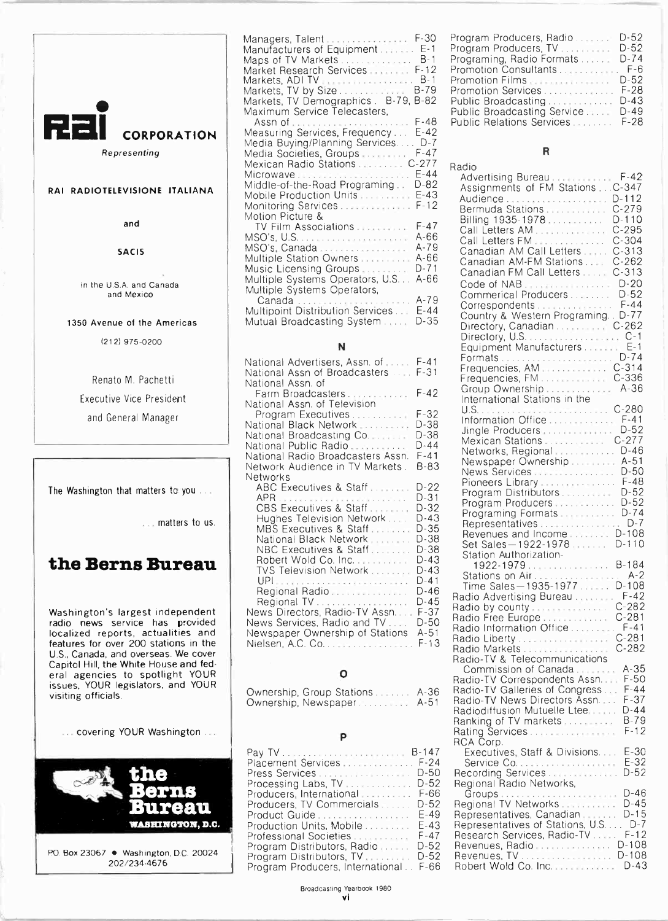**RAI CORPORATION**

*Representing*

**RAI RADIOTELEVISIONE ITALIANA**

and

**SACIS**

in the U.S.A. and Canada and Mexico

**1350 Avenue of the Americas**

(212) 975-0200

Renato M. Pachetti

Executive Vice President

and General Manager

---

The Washington that matters to you . . .

. . . matters to us.

## the Berns Bureau

Washington's largest independent radio news service has provided localized reports, actualities and features for over 200 stations in the U.S., Canada, and overseas. We cover Capitol Hill, the White House and federal agencies to spotlight YOUR issues, YOUR legislators, and YOUR visiting officials.

. . . covering YOUR Washington . . .

**the Berns Bureau**
WASHINGTON, D.C.

PO Box 23067 • Washington, D.C. 20024
202/234-4676

---

Managers, Talent . . . F-30
Manufacturers of Equipment . . . E-1
Maps of TV Markets . . . B-1
Market Research Services . . . F-12
Markets, ADI TV . . . B-1
Markets, TV by Size . . . B-79
Markets, TV Demographics . B-79, B-82
Maximum Service Telecasters, Assn of . . . F-48
Measuring Services, Frequency . . . E-42
Media Buying/Planning Services . . . D-7
Media Societies, Groups . . . F-47
Mexican Radio Stations . . . C-277
Microwave . . . E-44
Middle-of-the-Road Programing . . D-82
Mobile Production Units . . . E-43
Monitoring Services . . . F-12
Motion Picture & TV Film Associations . . . F-47
MSO's, U.S. . . . A-66
MSO's, Canada . . . A-79
Multiple Station Owners . . . A-66
Music Licensing Groups . . . D-71
Multiple Systems Operators, U.S. . . A-66
Multiple Systems Operators, Canada . . . A-79
Multipoint Distribution Services . . . E-44
Mutual Broadcasting System . . . D-35

### N

National Advertisers, Assn. of . . . F-41
National Assn of Broadcasters . . . F-31
National Assn. of Farm Broadcasters . . . F-42
National Assn. of Television Program Executives . . . F-32
National Black Network . . . D-38
National Broadcasting Co. . . . D-38
National Public Radio . . . D-44
National Radio Broadcasters Assn. F-41
Network Audience in TV Markets . B-83
Networks
ABC Executives & Staff . . . D-22
APR . . . D-31
CBS Executives & Staff . . . D-32
Hughes Television Network . . . D-43
MBS Executives & Staff . . . D-35
National Black Network . . . D-38
NBC Executives & Staff . . . D-38
Robert Wold Co. Inc. . . . D-43
TVS Television Network . . . D-43
UPI . . . D-41
Regional Radio . . . D-46
Regional TV . . . D-45
News Directors, Radio-TV Assn. . . F-37
News Services, Radio and TV . . . D-50
Newspaper Ownership of Stations A-51
Nielsen, A.C. Co. . . . F-13

### O

Ownership, Group Stations . . . A-36
Ownership, Newspaper . . . A-51

### P

Pay TV . . . B-147
Placement Services . . . F-24
Press Services . . . D-50
Processing Labs, TV . . . D-52
Producers, International . . . F-66
Producers, TV Commercials . . . D-52
Product Guide . . . E-49
Production Units, Mobile . . . E-43
Professional Societies . . . F-47
Program Distributors, Radio . . . D-52
Program Distributors, TV . . . D-52
Program Producers, International . . F-66
Program Producers, Radio . . . D-52
Program Producers, TV . . . D-52
Programing, Radio Formats . . . D-74
Promotion Consultants . . . F-6
Promotion Films . . . D-52
Promotion Services . . . F-28
Public Broadcasting . . . D-43
Public Broadcasting Service . . . D-49
Public Relations Services . . . F-28

### R

Radio
Advertising Bureau . . . F-42
Assignments of FM Stations . . C-347
Audience . . . D-112
Bermuda Stations . . . C-279
Billing 1935-1978 . . . D-110
Call Letters AM . . . C-295
Call Letters FM . . . C-304
Canadian AM Call Letters . . . C-313
Canadian AM-FM Stations . . . C-262
Canadian FM Call Letters . . . C-313
Code of NAB . . . D-20
Commerical Producers . . . D-52
Correspondents . . . F-44
Country & Western Programing . . D-77
Directory, Canadian . . . C-262
Directory, U.S. . . . C-1
Equipment Manufacturers . . . E-1
Formats . . . D-74
Frequencies, AM . . . C-314
Frequencies, FM . . . C-336
Group Ownership . . . A-36
International Stations in the U.S. . . . C-280
Information Office . . . F-41
Jingle Producers . . . D-52
Mexican Stations . . . C-277
Networks, Regional . . . D-46
Newspaper Ownership . . . A-51
News Services . . . D-50
Pioneers Library . . . F-48
Program Distributors . . . D-52
Program Producers . . . D-52
Programing Formats . . . D-74
Representatives . . . D-7
Revenues and Income . . . D-108
Set Sales—1922-1978 . . . D-110
Station Authorization-1922-1979 . . . B-184
Stations on Air . . . A-2
Time Sales—1935-1977 . . . D-108
Radio Advertising Bureau . . . F-42
Radio by county . . . C-282
Radio Free Europe . . . C-281
Radio Information Office . . . F-41
Radio Liberty . . . C-281
Radio Markets . . . C-282
Radio-TV & Telecommunications Commission of Canada . . . A-35
Radio-TV Correspondents Assn. . . F-50
Radio-TV Galleries of Congress . . . F-44
Radio-TV News Directors Assn. . . F-37
Radiodiffusion Mutuelle Ltee. . . . D-44
Ranking of TV markets . . . B-79
Rating Services . . . F-12
RCA Corp.
Executives, Staff & Divisions . . . E-30
Service Co. . . . E-32
Recording Services . . . D-52
Regional Radio Networks, Groups . . . D-46
Regional TV Networks . . . D-45
Representatives, Canadian . . . D-15
Representatives of Stations, U.S. . . D-7
Research Services, Radio-TV . . . F-12
Revenues, Radio . . . D-108
Revenues, TV . . . D-108
Robert Wold Co. Inc. . . . D-43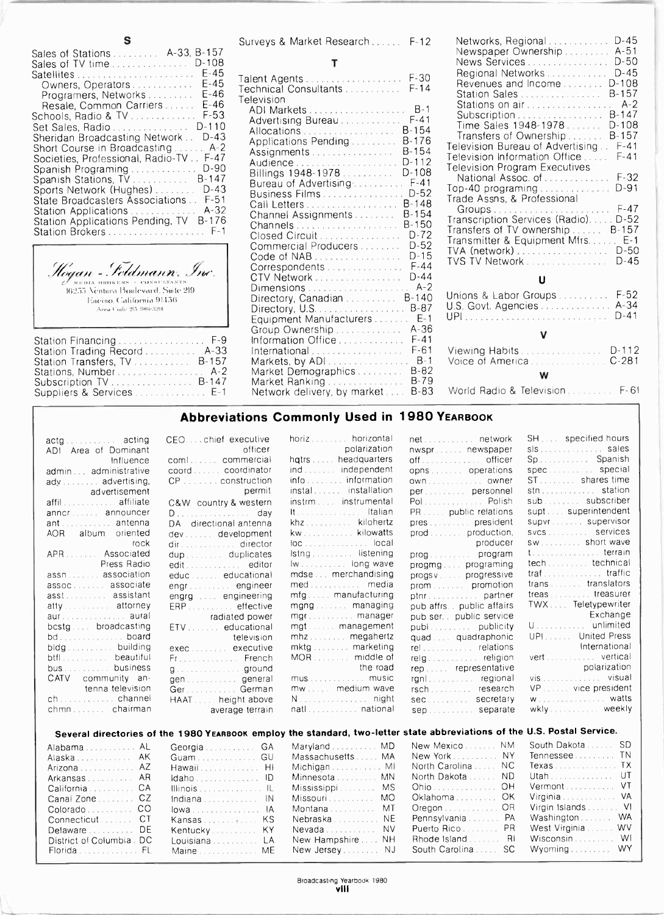## S

Sales of Stations ......... A-33, B-157
Sales of TV time ............... D-108
Satellites ........................ E-45
  Owners, Operators ............ E-45
  Programers, Networks ......... E-46
  Resale, Common Carriers ...... E-46
Schools, Radio & TV ............. F-53
Set Sales, Radio ................ D-110
Sheridan Broadcasting Network .. D-43
Short Course in Broadcasting ...... A-2
Societies, Professional, Radio-TV .. F-47
Spanish Programing .............. D-90
Spanish Stations, TV ........... B-147
Sports Network (Hughes) ........ D-43
State Broadcasters Associations .. F-51
Station Applications ............. A-32
Station Applications Pending, TV B-176
Station Brokers ..................... F-1

Hogan - Feldmann, Inc.
MEDIA BROKERS • CONSULTANTS
16255 Ventura Boulevard, Suite 219
Encino, California 91436
Area Code 213 986-3201

Station Financing .................. F-9
Station Trading Record ........... A-33
Station Transfers, TV ........... B-157
Stations, Number .................. A-2
Subscription TV ................. B-147
Suppliers & Services .............. E-1
Surveys & Market Research ...... F-12

## T

Talent Agents ..................... F-30
Technical Consultants ........... F-14
Television
  ADI Markets ...................... B-1
  Advertising Bureau ............. F-41
  Allocations .................... B-154
  Applications Pending ......... B-176
  Assignments ................... B-154
  Audience ....................... D-112
  Billings 1948-1978 ............ D-108
  Bureau of Advertising .......... F-41
  Business Films ................. D-52
  Call Letters ................... B-148
  Channel Assignments ......... B-154
  Channels ....................... B-150
  Closed Circuit ................. D-72
  Commercial Producers ......... D-52
  Code of NAB ................... D-15
  Correspondents ................ F-44
  CTV Network ................... D-44
  Dimensions ...................... A-2
  Directory, Canadian .......... B-140
  Directory, U.S. ................ B-87
  Equipment Manufacturers ........ E-1
  Group Ownership ............... A-36
  Information Office ............. F-41
  International ................... F-61
  Markets, by ADI .................. B-1
  Market Demographics .......... B-82
  Market Ranking ................. B-79
  Network delivery, by market .... B-83
  Networks, Regional ............ D-45
  Newspaper Ownership .......... A-51
  News Services .................. D-50
  Regional Networks ............. D-45
  Revenues and Income ........ D-108
  Station Sales .................. B-157
  Stations on air ................... A-2
  Subscription ................... B-147
  Time Sales 1948-1978 ....... D-108
  Transfers of Ownership ....... B-157
Television Bureau of Advertising .. F-41
Television Information Office ..... F-41
Television Program Executives
  National Assoc. of ............. F-32
Top-40 programing .............. D-91
Trade Assns. & Professional
  Groups ......................... F-47
Transcription Services (Radio) ..... D-52
Transfers of TV ownership ...... B-157
Transmitter & Equipment Mfrs. ...... E-1
TVA (network) ................... D-50
TVS TV Network ................. D-45

## U

Unions & Labor Groups .......... F-52
U.S. Govt. Agencies ............. A-34
UPI ............................. D-41

## V

Viewing Habits ................. D-112
Voice of America ............... C-281

## W

World Radio & Television ......... F-61

## Abbreviations Commonly Used in 1980 Yearbook

actg ... acting
ADI ... Area of Dominant Influence
admin ... administrative
adv ... advertising, advertisement
affil ... affiliate
anncr ... announcer
ant ... antenna
AOR ... album oriented rock
APR ... Associated Press Radio
assn ... association
assoc ... associate
asst ... assistant
atty ... attorney
aur ... aural
bcstg ... broadcasting
bd ... board
bldg ... building
btfl ... beautiful
bus ... business
CATV ... community antenna television
ch ... channel
chmn ... chairman
CEO ... chief executive officer
coml ... commercial
coord ... coordinator
CP ... construction permit
C&W ... country & western
D ... day
DA ... directional antenna
dev ... development
dir ... director
dup ... duplicates
edit ... editor
educ ... educational
engr ... engineer
engrg ... engineering
ERP ... effective radiated power
ETV ... educational television
exec ... executive
Fr ... French
g ... ground
gen ... general
Ger ... German
HAAT ... height above average terrain
horiz ... horizontal polarization
hqtrs ... headquarters
ind ... independent
info ... information
instal ... installation
instrm ... instrumental
It ... Italian
khz ... kilohertz
kw ... kilowatts
loc ... local
lstng ... listening
lw ... long wave
mdse ... merchandising
med ... media
mfg ... manufacturing
mgng ... managing
mgr ... manager
mgt ... management
mhz ... megahertz
mktg ... marketing
MOR ... middle of the road
mus ... music
mw ... medium wave
N ... night
natl ... national
net ... network
nwspr ... newspaper
off ... officer
opns ... operations
own ... owner
per ... personnel
Pol ... Polish
PR ... public relations
pres ... president
prod ... production, producer
prog ... program
progmg ... programing
progsv ... progressive
prom ... promotion
ptnr ... partner
pub affrs ... public affairs
pub ser ... public service
publ ... publicity
quad ... quadraphonic
rel ... relations
relg ... religion
rep ... representative
rgnl ... regional
rsch ... research
sec ... secretary
sep ... separate
SH ... specified hours
sls ... sales
Sp ... Spanish
spec ... special
ST ... shares time
stn ... station
sub ... subscriber
supt ... superintendent
supvr ... supervisor
svcs ... services
sw ... short wave
t ... terrain
tech ... technical
traf ... traffic
trans ... translators
treas ... treasurer
TWX ... Teletypewriter Exchange
U ... unlimited
UPI ... United Press International
vert ... vertical polarization
vis ... visual
VP ... vice president
w ... watts
wkly ... weekly

**Several directories of the 1980 Yearbook employ the standard, two-letter state abbreviations of the U.S. Postal Service.**

Alabama ... AL
Alaska ... AK
Arizona ... AZ
Arkansas ... AR
California ... CA
Canal Zone ... CZ
Colorado ... CO
Connecticut ... CT
Delaware ... DE
District of Columbia ... DC
Florida ... FL
Georgia ... GA
Guam ... GU
Hawaii ... HI
Idaho ... ID
Illinois ... IL
Indiana ... IN
Iowa ... IA
Kansas ... KS
Kentucky ... KY
Louisiana ... LA
Maine ... ME
Maryland ... MD
Massachusetts ... MA
Michigan ... MI
Minnesota ... MN
Mississippi ... MS
Missouri ... MO
Montana ... MT
Nebraska ... NE
Nevada ... NV
New Hampshire ... NH
New Jersey ... NJ
New Mexico ... NM
New York ... NY
North Carolina ... NC
North Dakota ... ND
Ohio ... OH
Oklahoma ... OK
Oregon ... OR
Pennsylvania ... PA
Puerto Rico ... PR
Rhode Island ... RI
South Carolina ... SC
South Dakota ... SD
Tennessee ... TN
Texas ... TX
Utah ... UT
Vermont ... VT
Virginia ... VA
Virgin Islands ... VI
Washington ... WA
West Virginia ... WV
Wisconsin ... WI
Wyoming ... WY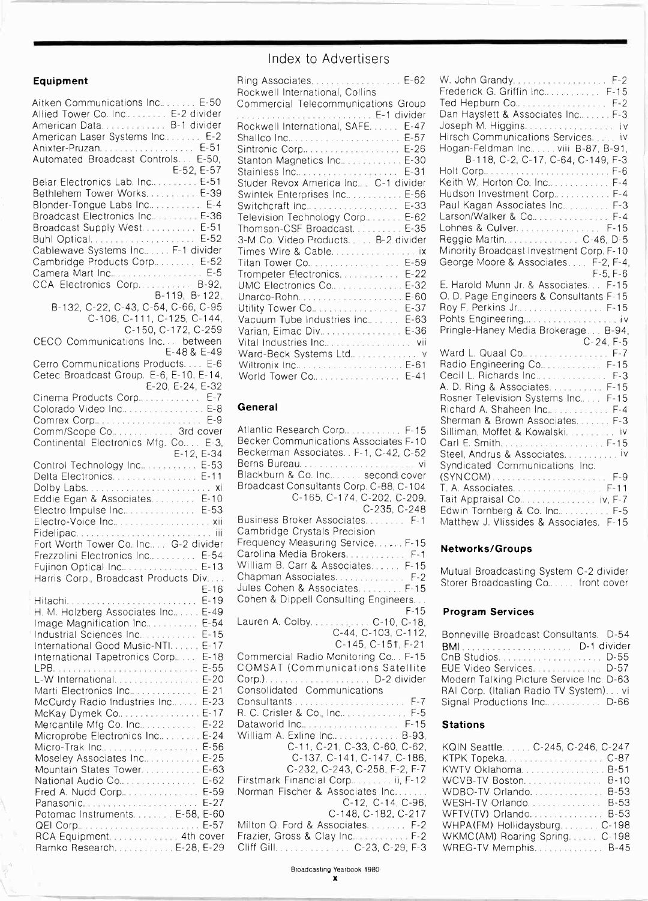# Index to Advertisers

## Equipment

Aitken Communications Inc. . . . . . . . E-50
Allied Tower Co. Inc. . . . . . . . . E-2 divider
American Data . . . . . . . . . . . . . B-1 divider
American Laser Systems Inc. . . . . . . . E-2
Anixter-Pruzan . . . . . . . . . . . . . . . . . . . E-51
Automated Broadcast Controls . . . E-50, E-52, E-57
Belar Electronics Lab. Inc. . . . . . . . . E-51
Bethlehem Tower Works . . . . . . . . . . E-39
Blonder-Tongue Labs Inc. . . . . . . . . . E-4
Broadcast Electronics Inc. . . . . . . . . E-36
Broadcast Supply West . . . . . . . . . . E-51
Buhl Optical . . . . . . . . . . . . . . . . . . . . E-52
Cablewave Systems Inc. . . . . F-1 divider
Cambridge Products Corp. . . . . . . . E-52
Camera Mart Inc. . . . . . . . . . . . . . . . . . E-5
CCA Electronics Corp. . . . . . . . . . . B-92, B-119, B-122, B-132, C-22, C-43, C-54, C-66, C-95, C-106, C-111, C-125, C-144, C-150, C-172, C-259
CECO Communications Inc. . . between E-48 & E-49
Cerro Communications Products . . . . E-6
Cetec Broadcast Group. E-6, E-10, E-14, E-20, E-24, E-32
Cinema Products Corp. . . . . . . . . . . . E-7
Colorado Video Inc. . . . . . . . . . . . . . . . E-8
Comrex Corp. . . . . . . . . . . . . . . . . . . . . E-9
Comm/Scope Co. . . . . . . . . . . . 3rd cover
Continental Electronics Mfg. Co. . . . E-3, E-12, E-34
Control Technology Inc. . . . . . . . . . . E-53
Delta Electronics . . . . . . . . . . . . . . . . E-11
Dolby Labs . . . . . . . . . . . . . . . . . . . . . . . . xi
Eddie Egan & Associates . . . . . . . . . E-10
Electro Impulse Inc. . . . . . . . . . . . . . E-53
Electro-Voice Inc. . . . . . . . . . . . . . . . . . xii
Fidelipac . . . . . . . . . . . . . . . . . . . . . . . . . . iii
Fort Worth Tower Co. Inc. . . . G-2 divider
Frezzolini Electronics Inc. . . . . . . . . E-54
Fujinon Optical Inc. . . . . . . . . . . . . . . E-13
Harris Corp., Broadcast Products Div. . . . E-16
Hitachi . . . . . . . . . . . . . . . . . . . . . . . . . . E-19
H. M. Holzberg Associates Inc. . . . . . E-49
Image Magnification Inc. . . . . . . . . . E-54
Industrial Sciences Inc. . . . . . . . . . . E-15
International Good Music-NTI . . . . . . E-17
International Tapetronics Corp. . . . E-18
LPB . . . . . . . . . . . . . . . . . . . . . . . . . . . . E-55
L-W International . . . . . . . . . . . . . . . . E-20
Marti Electronics Inc. . . . . . . . . . . . . E-21
McCurdy Radio Industries Inc. . . . . . E-23
McKay Dymek Co. . . . . . . . . . . . . . . . E-17
Mercantile Mfg Co. Inc. . . . . . . . . . . E-22
Microprobe Electronics Inc. . . . . . . . E-24
Micro-Trak Inc. . . . . . . . . . . . . . . . . . . E-56
Moseley Associates Inc. . . . . . . . . . . E-25
Mountain States Tower . . . . . . . . . . . E-63
National Audio Co. . . . . . . . . . . . . . . E-62
Fred A. Nudd Corp. . . . . . . . . . . . . . . E-59
Panasonic . . . . . . . . . . . . . . . . . . . . . . . E-27
Potomac Instruments . . . . . . . . E-58, E-60
QEI Corp. . . . . . . . . . . . . . . . . . . . . . . . E-57
RCA Equipment . . . . . . . . . . . . . . 4th cover
Ramko Research . . . . . . . . . . . E-28, E-29
Ring Associates . . . . . . . . . . . . . . . . . . E-62
Rockwell International, Collins Commercial Telecommunications Group . . . . . . . . . . . . . . . . . . . . . . . . . E-1 divider
Rockwell International, SAFE . . . . . . E-47
Shallco Inc. . . . . . . . . . . . . . . . . . . . . . . E-57
Sintronic Corp. . . . . . . . . . . . . . . . . . . E-26
Stanton Magnetics Inc. . . . . . . . . . . . E-30
Stainless Inc. . . . . . . . . . . . . . . . . . . . . E-31
Studer Revox America Inc. . . C-1 divider
Swintek Enterprises Inc. . . . . . . . . . . E-56
Switchcraft Inc. . . . . . . . . . . . . . . . . . . E-33
Television Technology Corp. . . . . . . E-62
Thomson-CSF Broadcast . . . . . . . . . . E-35
3-M Co. Video Products . . . . . B-2 divider
Times Wire & Cable . . . . . . . . . . . . . . . . ix
Titan Tower Co. . . . . . . . . . . . . . . . . . . E-59
Trompeter Electronics . . . . . . . . . . . . E-22
UMC Electronics Co. . . . . . . . . . . . . . . E-32
Unarco-Rohn . . . . . . . . . . . . . . . . . . . . . E-60
Utility Tower Co. . . . . . . . . . . . . . . . . . E-37
Vacuum Tube Industries Inc. . . . . . . E-63
Varian, Eimac Div. . . . . . . . . . . . . . . . E-36
Vital Industries Inc. . . . . . . . . . . . . . . . . vii
Ward-Beck Systems Ltd. . . . . . . . . . . . . . v
Wiltronix Inc. . . . . . . . . . . . . . . . . . . . . E-61
World Tower Co. . . . . . . . . . . . . . . . . . E-41

## General

Atlantic Research Corp. . . . . . . . . . . F-15
Becker Communications Associates F-10
Beckerman Associates . . F-1, C-42, C-52
Berns Bureau . . . . . . . . . . . . . . . . . . . . . . vi
Blackburn & Co. Inc. . . . . . . second cover
Broadcast Consultants Corp. C-88, C-104, C-165, C-174, C-202, C-209, C-235, C-248
Business Broker Associates . . . . . . . . F-1
Cambridge Crystals Precision Frequency Measuring Service . . . . . F-15
Carolina Media Brokers . . . . . . . . . . . . F-1
William B. Carr & Associates . . . . . . F-15
Chapman Associates . . . . . . . . . . . . . . F-2
Jules Cohen & Associates . . . . . . . . . F-15
Cohen & Dippell Consulting Engineers . . . F-15
Lauren A. Colby . . . . . . . . . . . C-10, C-18, C-44, C-103, C-112, C-145, C-151, F-21
Commercial Radio Monitoring Co. . . F-15
COMSAT (Communications Satellite Corp.) . . . . . . . . . . . . . . . . . . D-2 divider
Consolidated Communications Consultants . . . . . . . . . . . . . . . . . . . . . F-7
R. C. Crisler & Co., Inc. . . . . . . . . . . . . F-5
Dataworld Inc. . . . . . . . . . . . . . . . . . . . F-15
William A. Exline Inc. . . . . . . . . . . . . B-93, C-11, C-21, C-33, C-60, C-62, C-137, C-141, C-147, C-186, C-232, C-243, C-258, F-2, F-7
Firstmark Financial Corp. . . . . . . . . ii, F-12
Norman Fischer & Associates Inc. . . . . . . C-12, C-14, C-96, C-148, C-182, C-217
Milton Q. Ford & Associates . . . . . . . . F-2
Frazier, Gross & Clay Inc. . . . . . . . . . . F-2
Cliff Gill . . . . . . . . . . . . . . . C-23, C-29, F-3
W. John Grandy . . . . . . . . . . . . . . . . . . F-2
Frederick G. Griffin Inc. . . . . . . . . . . . F-15
Ted Hepburn Co. . . . . . . . . . . . . . . . . . F-2
Dan Hayslett & Associates Inc. . . . . . F-3
Joseph M. Higgins . . . . . . . . . . . . . . . . . iv
Hirsch Communications Services . . . . . iv
Hogan-Feldman Inc. . . . . viii, B-87, B-91, B-118, C-2, C-17, C-64, C-149, F-3
Holt Corp. . . . . . . . . . . . . . . . . . . . . . . . . F-6
Keith W. Horton Co. Inc. . . . . . . . . . . . F-4
Hudson Investment Corp. . . . . . . . . . . F-4
Paul Kagan Associates Inc. . . . . . . . . F-3
Larson/Walker & Co. . . . . . . . . . . . . . . F-4
Lohnes & Culver . . . . . . . . . . . . . . . . . F-15
Reggie Martin . . . . . . . . . . . . . . C-46, D-5
Minority Broadcast Investment Corp. F-10
George Moore & Associates . . . . F-2, F-4, F-5, F-6
E. Harold Munn Jr. & Associates . . . F-15
O. D. Page Engineers & Consultants F-15
Roy F. Perkins Jr. . . . . . . . . . . . . . . . . F-15
Pohts Engineering . . . . . . . . . . . . . . . . . iv
Pringle-Haney Media Brokerage . . . B-94, C-24, F-5
Ward L. Quaal Co. . . . . . . . . . . . . . . . . F-7
Radio Engineering Co. . . . . . . . . . . . F-15
Cecil L. Richards Inc. . . . . . . . . . . . . . F-3
A. D. Ring & Associates . . . . . . . . . . F-15
Rosner Television Systems Inc. . . . F-15
Richard A. Shaheen Inc. . . . . . . . . . . . F-4
Sherman & Brown Associates . . . . . . . F-3
Silliman, Moffet & Kowalski . . . . . . . . . iv
Carl E. Smith . . . . . . . . . . . . . . . . . . . . F-15
Steel, Andrus & Associates . . . . . . . . . iv
Syndicated Communications Inc. (SYNCOM) . . . . . . . . . . . . . . . . . . . . . . F-9
T. A. Associates . . . . . . . . . . . . . . . . . F-11
Tait Appraisal Co. . . . . . . . . . . . . . iv, F-7
Edwin Tornberg & Co. Inc. . . . . . . . . . F-5
Matthew J. Vlissides & Associates. F-15

## Networks/Groups

Mutual Broadcasting System C-2 divider
Storer Broadcasting Co. . . . . . front cover

## Program Services

Bonneville Broadcast Consultants. D-54
BMI . . . . . . . . . . . . . . . . . . . . . . D-1 divider
CnB Studios . . . . . . . . . . . . . . . . . . . . . D-55
EUE Video Services . . . . . . . . . . . . . . D-57
Modern Talking Picture Service Inc. D-63
RAI Corp. (Italian Radio TV System) . . . vi
Signal Productions Inc. . . . . . . . . . . . D-66

## Stations

KQIN Seattle . . . . . . C-245, C-246, C-247
KTPK Topeka . . . . . . . . . . . . . . . . . . . . C-87
KWTV Oklahoma . . . . . . . . . . . . . . . . . B-51
WCVB-TV Boston . . . . . . . . . . . . . . . . B-10
WDBO-TV Orlando . . . . . . . . . . . . . . . B-53
WESH-TV Orlando . . . . . . . . . . . . . . . B-53
WFTV(TV) Orlando . . . . . . . . . . . . . . . B-53
WHPA(FM) Hollidaysburg . . . . . . . . C-198
WKMC(AM) Roaring Spring . . . . . . C-198
WREG-TV Memphis . . . . . . . . . . . . . . B-45